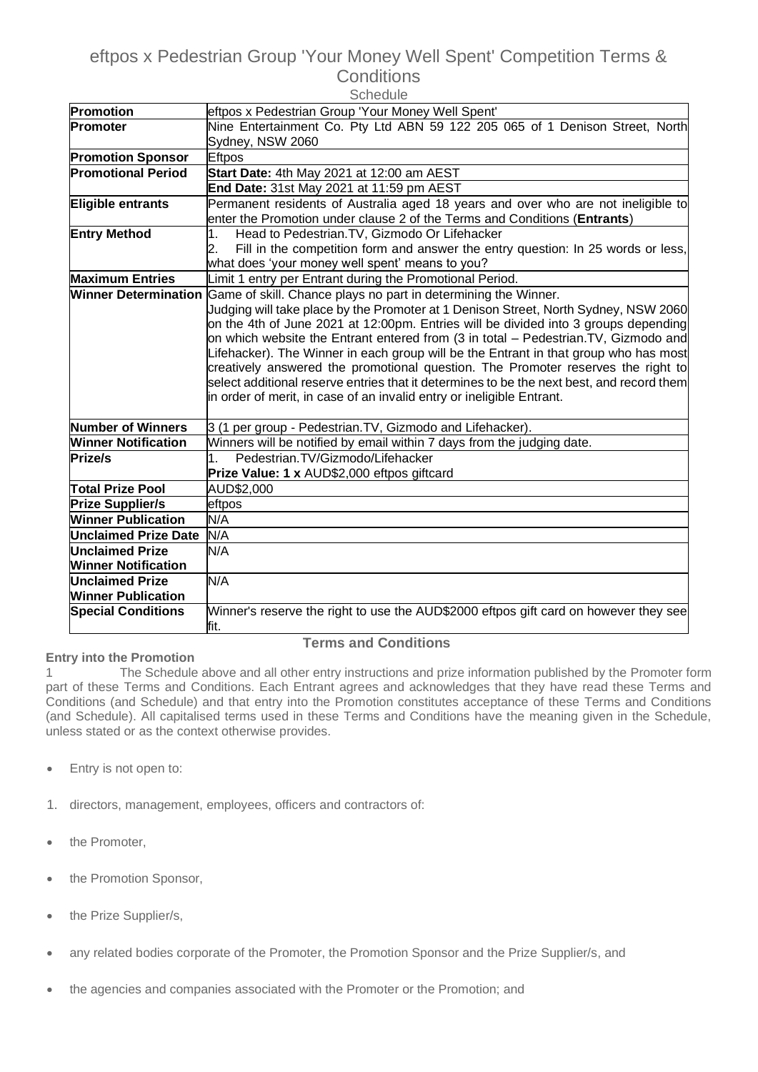# eftpos x Pedestrian Group 'Your Money Well Spent' Competition Terms & Conditions

Schedule

| | |
|---|---|
| **Promotion** | eftpos x Pedestrian Group 'Your Money Well Spent' |
| **Promoter** | Nine Entertainment Co. Pty Ltd ABN 59 122 205 065 of 1 Denison Street, North Sydney, NSW 2060 |
| **Promotion Sponsor** | Eftpos |
| **Promotional Period** | **Start Date:** 4th May 2021 at 12:00 am AEST |
| | **End Date:** 31st May 2021 at 11:59 pm AEST |
| **Eligible entrants** | Permanent residents of Australia aged 18 years and over who are not ineligible to enter the Promotion under clause 2 of the Terms and Conditions (**Entrants**) |
| **Entry Method** | 1. Head to Pedestrian.TV, Gizmodo Or Lifehacker<br>2. Fill in the competition form and answer the entry question: In 25 words or less, what does 'your money well spent' means to you? |
| **Maximum Entries** | Limit 1 entry per Entrant during the Promotional Period. |
| **Winner Determination** | Game of skill. Chance plays no part in determining the Winner.<br>Judging will take place by the Promoter at 1 Denison Street, North Sydney, NSW 2060 on the 4th of June 2021 at 12:00pm. Entries will be divided into 3 groups depending on which website the Entrant entered from (3 in total – Pedestrian.TV, Gizmodo and Lifehacker). The Winner in each group will be the Entrant in that group who has most creatively answered the promotional question. The Promoter reserves the right to select additional reserve entries that it determines to be the next best, and record them in order of merit, in case of an invalid entry or ineligible Entrant. |
| **Number of Winners** | 3 (1 per group - Pedestrian.TV, Gizmodo and Lifehacker). |
| **Winner Notification** | Winners will be notified by email within 7 days from the judging date. |
| **Prize/s** | 1. Pedestrian.TV/Gizmodo/Lifehacker<br>**Prize Value: 1 x** AUD$2,000 eftpos giftcard |
| **Total Prize Pool** | AUD$2,000 |
| **Prize Supplier/s** | eftpos |
| **Winner Publication** | N/A |
| **Unclaimed Prize Date** | N/A |
| **Unclaimed Prize Winner Notification** | N/A |
| **Unclaimed Prize Winner Publication** | N/A |
| **Special Conditions** | Winner's reserve the right to use the AUD$2000 eftpos gift card on however they see fit. |

## Terms and Conditions

**Entry into the Promotion**

1 The Schedule above and all other entry instructions and prize information published by the Promoter form part of these Terms and Conditions. Each Entrant agrees and acknowledges that they have read these Terms and Conditions (and Schedule) and that entry into the Promotion constitutes acceptance of these Terms and Conditions (and Schedule). All capitalised terms used in these Terms and Conditions have the meaning given in the Schedule, unless stated or as the context otherwise provides.

- Entry is not open to:

1. directors, management, employees, officers and contractors of:

- the Promoter,
- the Promotion Sponsor,
- the Prize Supplier/s,
- any related bodies corporate of the Promoter, the Promotion Sponsor and the Prize Supplier/s, and
- the agencies and companies associated with the Promoter or the Promotion; and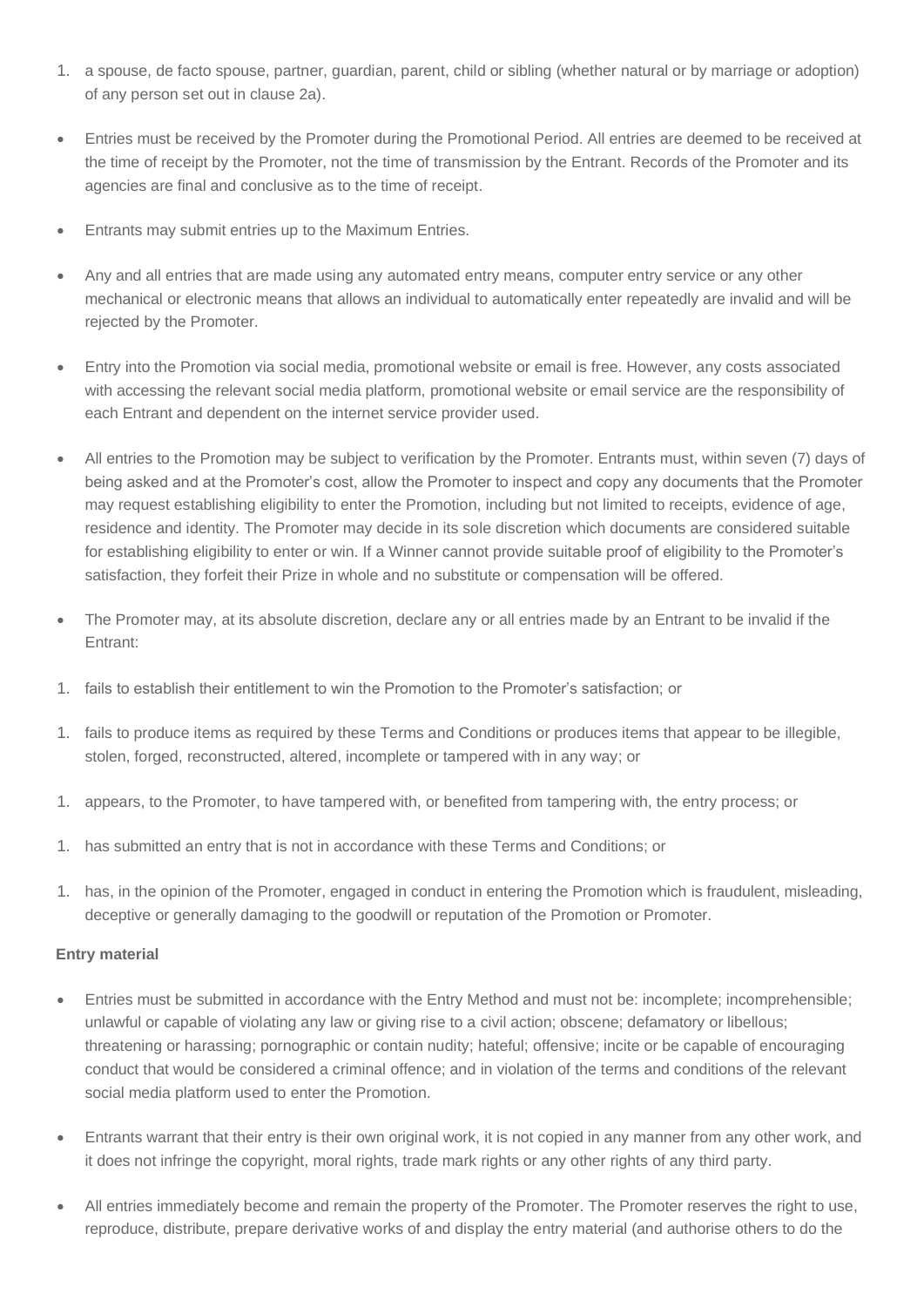1. a spouse, de facto spouse, partner, guardian, parent, child or sibling (whether natural or by marriage or adoption) of any person set out in clause 2a).

- Entries must be received by the Promoter during the Promotional Period. All entries are deemed to be received at the time of receipt by the Promoter, not the time of transmission by the Entrant. Records of the Promoter and its agencies are final and conclusive as to the time of receipt.
- Entrants may submit entries up to the Maximum Entries.
- Any and all entries that are made using any automated entry means, computer entry service or any other mechanical or electronic means that allows an individual to automatically enter repeatedly are invalid and will be rejected by the Promoter.
- Entry into the Promotion via social media, promotional website or email is free. However, any costs associated with accessing the relevant social media platform, promotional website or email service are the responsibility of each Entrant and dependent on the internet service provider used.
- All entries to the Promotion may be subject to verification by the Promoter. Entrants must, within seven (7) days of being asked and at the Promoter's cost, allow the Promoter to inspect and copy any documents that the Promoter may request establishing eligibility to enter the Promotion, including but not limited to receipts, evidence of age, residence and identity. The Promoter may decide in its sole discretion which documents are considered suitable for establishing eligibility to enter or win. If a Winner cannot provide suitable proof of eligibility to the Promoter's satisfaction, they forfeit their Prize in whole and no substitute or compensation will be offered.
- The Promoter may, at its absolute discretion, declare any or all entries made by an Entrant to be invalid if the Entrant:

1. fails to establish their entitlement to win the Promotion to the Promoter's satisfaction; or
1. fails to produce items as required by these Terms and Conditions or produces items that appear to be illegible, stolen, forged, reconstructed, altered, incomplete or tampered with in any way; or
1. appears, to the Promoter, to have tampered with, or benefited from tampering with, the entry process; or
1. has submitted an entry that is not in accordance with these Terms and Conditions; or
1. has, in the opinion of the Promoter, engaged in conduct in entering the Promotion which is fraudulent, misleading, deceptive or generally damaging to the goodwill or reputation of the Promotion or Promoter.

**Entry material**

- Entries must be submitted in accordance with the Entry Method and must not be: incomplete; incomprehensible; unlawful or capable of violating any law or giving rise to a civil action; obscene; defamatory or libellous; threatening or harassing; pornographic or contain nudity; hateful; offensive; incite or be capable of encouraging conduct that would be considered a criminal offence; and in violation of the terms and conditions of the relevant social media platform used to enter the Promotion.
- Entrants warrant that their entry is their own original work, it is not copied in any manner from any other work, and it does not infringe the copyright, moral rights, trade mark rights or any other rights of any third party.
- All entries immediately become and remain the property of the Promoter. The Promoter reserves the right to use, reproduce, distribute, prepare derivative works of and display the entry material (and authorise others to do the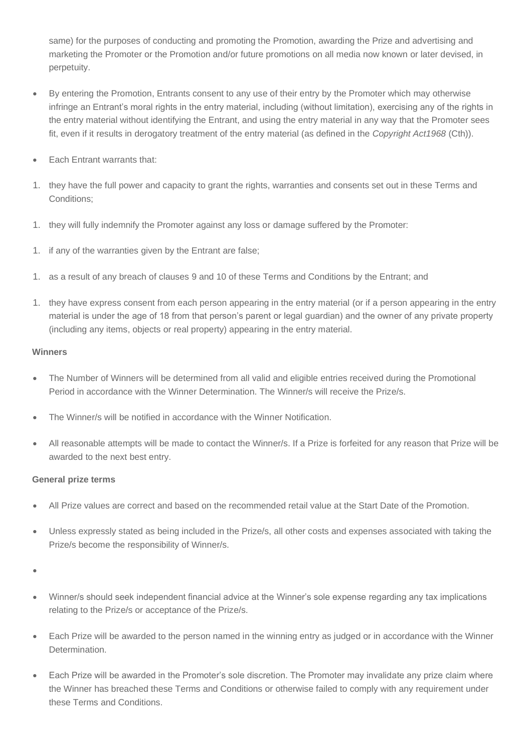same) for the purposes of conducting and promoting the Promotion, awarding the Prize and advertising and marketing the Promoter or the Promotion and/or future promotions on all media now known or later devised, in perpetuity.

- By entering the Promotion, Entrants consent to any use of their entry by the Promoter which may otherwise infringe an Entrant's moral rights in the entry material, including (without limitation), exercising any of the rights in the entry material without identifying the Entrant, and using the entry material in any way that the Promoter sees fit, even if it results in derogatory treatment of the entry material (as defined in the *Copyright Act1968* (Cth)).
- Each Entrant warrants that:

1. they have the full power and capacity to grant the rights, warranties and consents set out in these Terms and Conditions;
1. they will fully indemnify the Promoter against any loss or damage suffered by the Promoter:
1. if any of the warranties given by the Entrant are false;
1. as a result of any breach of clauses 9 and 10 of these Terms and Conditions by the Entrant; and
1. they have express consent from each person appearing in the entry material (or if a person appearing in the entry material is under the age of 18 from that person's parent or legal guardian) and the owner of any private property (including any items, objects or real property) appearing in the entry material.

**Winners**

- The Number of Winners will be determined from all valid and eligible entries received during the Promotional Period in accordance with the Winner Determination. The Winner/s will receive the Prize/s.
- The Winner/s will be notified in accordance with the Winner Notification.
- All reasonable attempts will be made to contact the Winner/s. If a Prize is forfeited for any reason that Prize will be awarded to the next best entry.

**General prize terms**

- All Prize values are correct and based on the recommended retail value at the Start Date of the Promotion.
- Unless expressly stated as being included in the Prize/s, all other costs and expenses associated with taking the Prize/s become the responsibility of Winner/s.
- 
- Winner/s should seek independent financial advice at the Winner's sole expense regarding any tax implications relating to the Prize/s or acceptance of the Prize/s.
- Each Prize will be awarded to the person named in the winning entry as judged or in accordance with the Winner Determination.
- Each Prize will be awarded in the Promoter's sole discretion. The Promoter may invalidate any prize claim where the Winner has breached these Terms and Conditions or otherwise failed to comply with any requirement under these Terms and Conditions.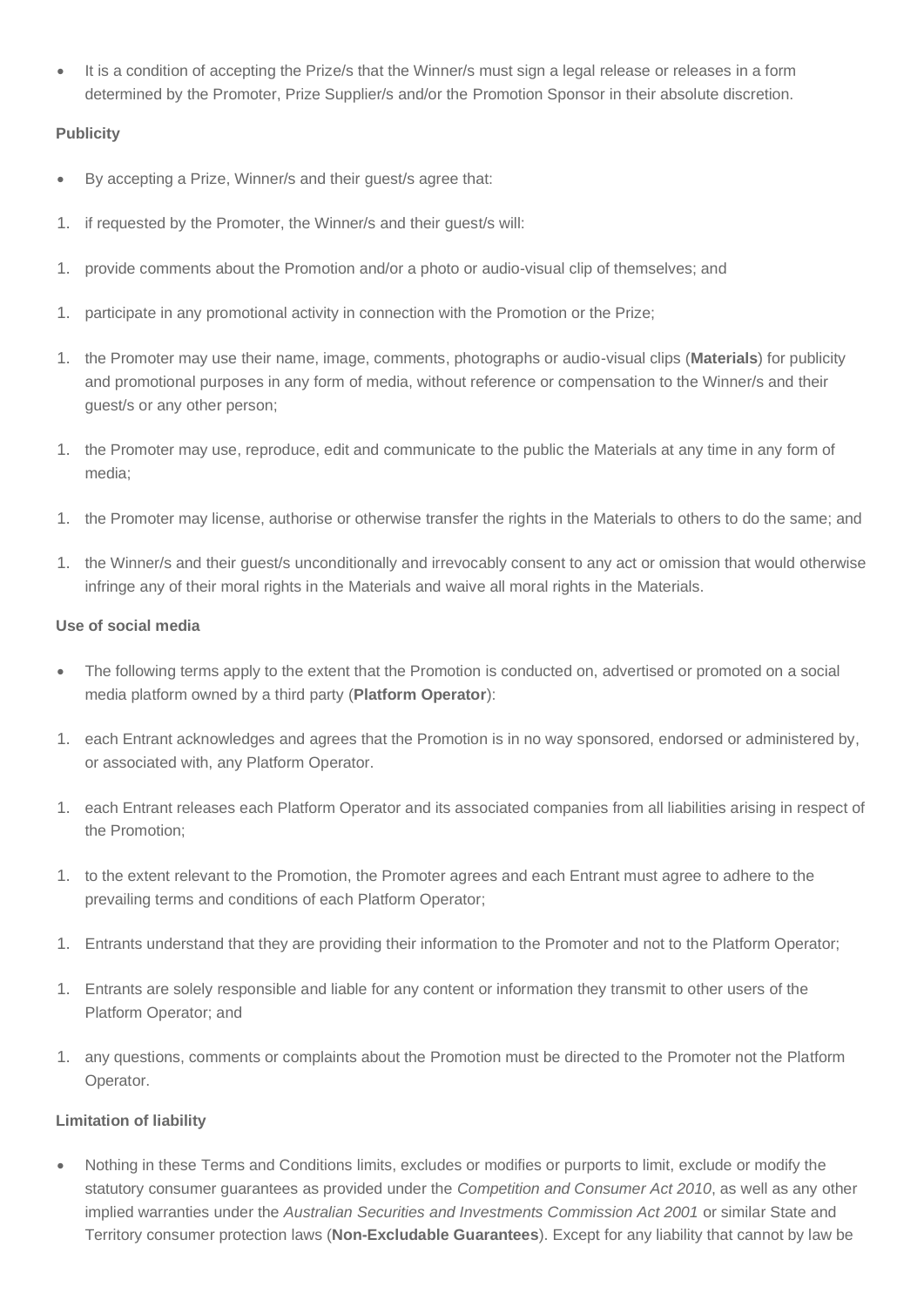- It is a condition of accepting the Prize/s that the Winner/s must sign a legal release or releases in a form determined by the Promoter, Prize Supplier/s and/or the Promotion Sponsor in their absolute discretion.

**Publicity**

- By accepting a Prize, Winner/s and their guest/s agree that:

1. if requested by the Promoter, the Winner/s and their guest/s will:
1. provide comments about the Promotion and/or a photo or audio-visual clip of themselves; and
1. participate in any promotional activity in connection with the Promotion or the Prize;
1. the Promoter may use their name, image, comments, photographs or audio-visual clips (**Materials**) for publicity and promotional purposes in any form of media, without reference or compensation to the Winner/s and their guest/s or any other person;
1. the Promoter may use, reproduce, edit and communicate to the public the Materials at any time in any form of media;
1. the Promoter may license, authorise or otherwise transfer the rights in the Materials to others to do the same; and
1. the Winner/s and their guest/s unconditionally and irrevocably consent to any act or omission that would otherwise infringe any of their moral rights in the Materials and waive all moral rights in the Materials.

**Use of social media**

- The following terms apply to the extent that the Promotion is conducted on, advertised or promoted on a social media platform owned by a third party (**Platform Operator**):

1. each Entrant acknowledges and agrees that the Promotion is in no way sponsored, endorsed or administered by, or associated with, any Platform Operator.
1. each Entrant releases each Platform Operator and its associated companies from all liabilities arising in respect of the Promotion;
1. to the extent relevant to the Promotion, the Promoter agrees and each Entrant must agree to adhere to the prevailing terms and conditions of each Platform Operator;
1. Entrants understand that they are providing their information to the Promoter and not to the Platform Operator;
1. Entrants are solely responsible and liable for any content or information they transmit to other users of the Platform Operator; and
1. any questions, comments or complaints about the Promotion must be directed to the Promoter not the Platform Operator.

**Limitation of liability**

- Nothing in these Terms and Conditions limits, excludes or modifies or purports to limit, exclude or modify the statutory consumer guarantees as provided under the *Competition and Consumer Act 2010*, as well as any other implied warranties under the *Australian Securities and Investments Commission Act 2001* or similar State and Territory consumer protection laws (**Non-Excludable Guarantees**). Except for any liability that cannot by law be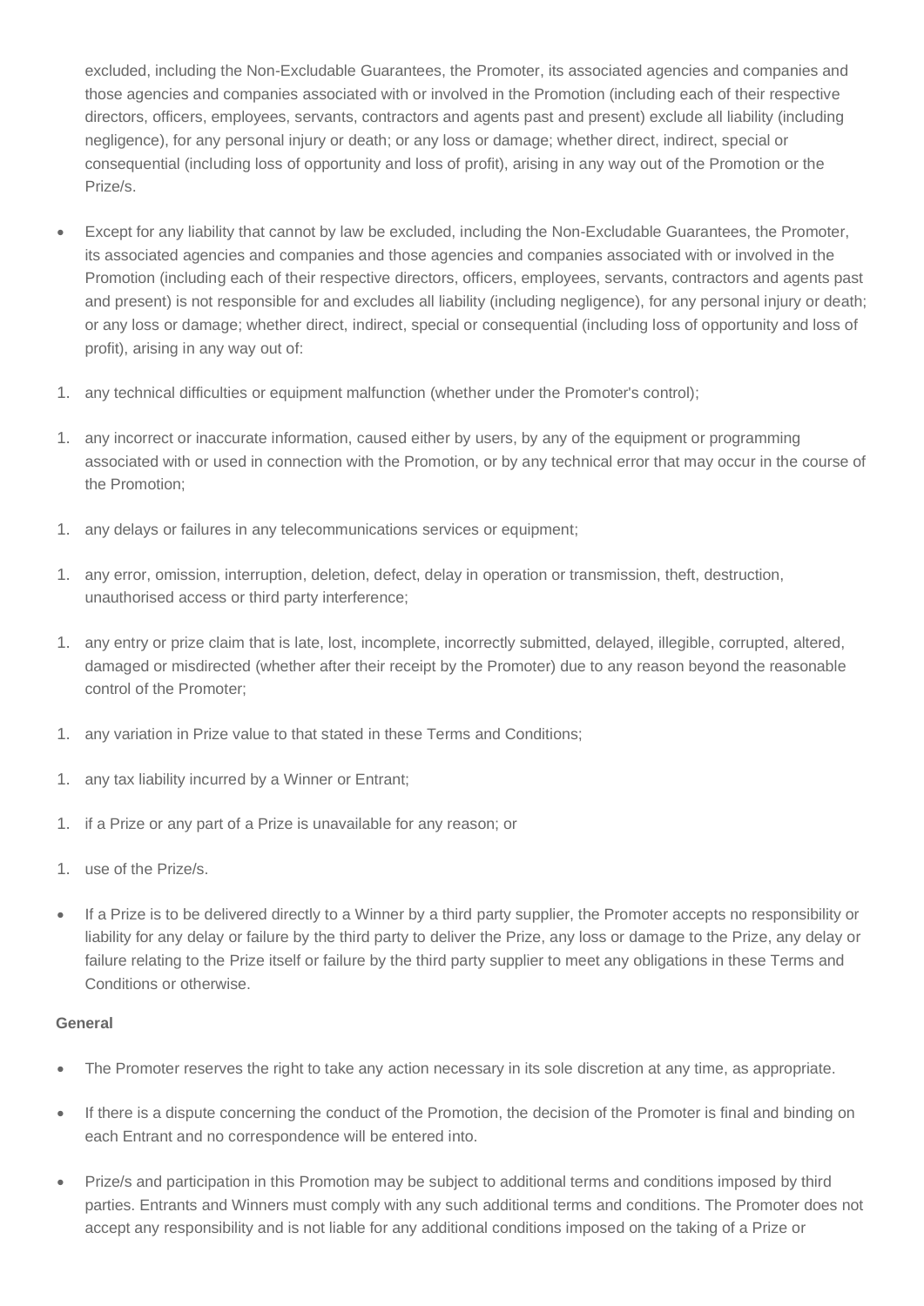excluded, including the Non-Excludable Guarantees, the Promoter, its associated agencies and companies and those agencies and companies associated with or involved in the Promotion (including each of their respective directors, officers, employees, servants, contractors and agents past and present) exclude all liability (including negligence), for any personal injury or death; or any loss or damage; whether direct, indirect, special or consequential (including loss of opportunity and loss of profit), arising in any way out of the Promotion or the Prize/s.

- Except for any liability that cannot by law be excluded, including the Non-Excludable Guarantees, the Promoter, its associated agencies and companies and those agencies and companies associated with or involved in the Promotion (including each of their respective directors, officers, employees, servants, contractors and agents past and present) is not responsible for and excludes all liability (including negligence), for any personal injury or death; or any loss or damage; whether direct, indirect, special or consequential (including loss of opportunity and loss of profit), arising in any way out of:

1. any technical difficulties or equipment malfunction (whether under the Promoter's control);
1. any incorrect or inaccurate information, caused either by users, by any of the equipment or programming associated with or used in connection with the Promotion, or by any technical error that may occur in the course of the Promotion;
1. any delays or failures in any telecommunications services or equipment;
1. any error, omission, interruption, deletion, defect, delay in operation or transmission, theft, destruction, unauthorised access or third party interference;
1. any entry or prize claim that is late, lost, incomplete, incorrectly submitted, delayed, illegible, corrupted, altered, damaged or misdirected (whether after their receipt by the Promoter) due to any reason beyond the reasonable control of the Promoter;
1. any variation in Prize value to that stated in these Terms and Conditions;
1. any tax liability incurred by a Winner or Entrant;
1. if a Prize or any part of a Prize is unavailable for any reason; or
1. use of the Prize/s.

- If a Prize is to be delivered directly to a Winner by a third party supplier, the Promoter accepts no responsibility or liability for any delay or failure by the third party to deliver the Prize, any loss or damage to the Prize, any delay or failure relating to the Prize itself or failure by the third party supplier to meet any obligations in these Terms and Conditions or otherwise.

**General**

- The Promoter reserves the right to take any action necessary in its sole discretion at any time, as appropriate.
- If there is a dispute concerning the conduct of the Promotion, the decision of the Promoter is final and binding on each Entrant and no correspondence will be entered into.
- Prize/s and participation in this Promotion may be subject to additional terms and conditions imposed by third parties. Entrants and Winners must comply with any such additional terms and conditions. The Promoter does not accept any responsibility and is not liable for any additional conditions imposed on the taking of a Prize or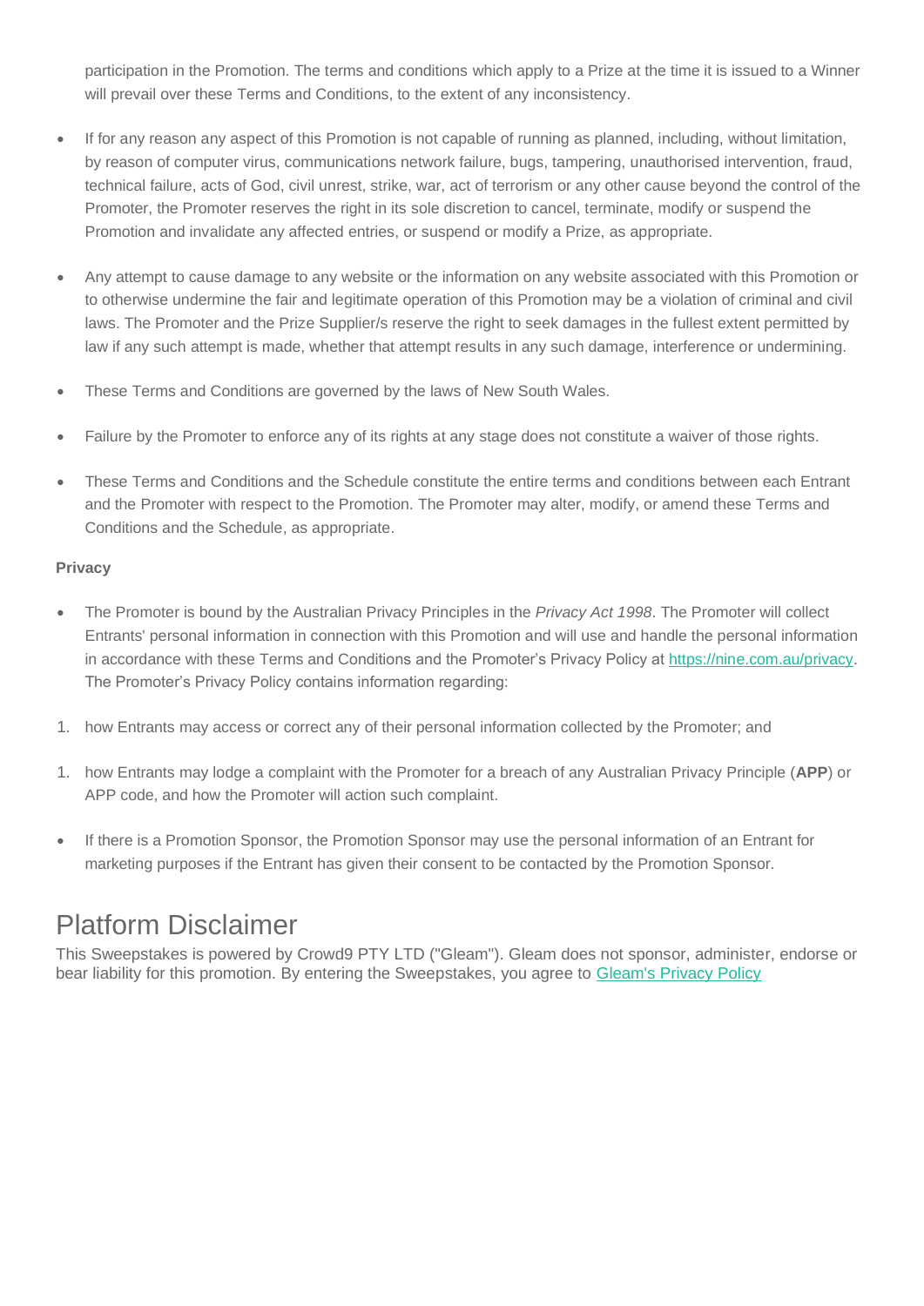participation in the Promotion. The terms and conditions which apply to a Prize at the time it is issued to a Winner will prevail over these Terms and Conditions, to the extent of any inconsistency.

- If for any reason any aspect of this Promotion is not capable of running as planned, including, without limitation, by reason of computer virus, communications network failure, bugs, tampering, unauthorised intervention, fraud, technical failure, acts of God, civil unrest, strike, war, act of terrorism or any other cause beyond the control of the Promoter, the Promoter reserves the right in its sole discretion to cancel, terminate, modify or suspend the Promotion and invalidate any affected entries, or suspend or modify a Prize, as appropriate.
- Any attempt to cause damage to any website or the information on any website associated with this Promotion or to otherwise undermine the fair and legitimate operation of this Promotion may be a violation of criminal and civil laws. The Promoter and the Prize Supplier/s reserve the right to seek damages in the fullest extent permitted by law if any such attempt is made, whether that attempt results in any such damage, interference or undermining.
- These Terms and Conditions are governed by the laws of New South Wales.
- Failure by the Promoter to enforce any of its rights at any stage does not constitute a waiver of those rights.
- These Terms and Conditions and the Schedule constitute the entire terms and conditions between each Entrant and the Promoter with respect to the Promotion. The Promoter may alter, modify, or amend these Terms and Conditions and the Schedule, as appropriate.

**Privacy**

- The Promoter is bound by the Australian Privacy Principles in the *Privacy Act 1998*. The Promoter will collect Entrants' personal information in connection with this Promotion and will use and handle the personal information in accordance with these Terms and Conditions and the Promoter's Privacy Policy at [https://nine.com.au/privacy](https://nine.com.au/privacy). The Promoter's Privacy Policy contains information regarding:

1. how Entrants may access or correct any of their personal information collected by the Promoter; and
1. how Entrants may lodge a complaint with the Promoter for a breach of any Australian Privacy Principle (**APP**) or APP code, and how the Promoter will action such complaint.

- If there is a Promotion Sponsor, the Promotion Sponsor may use the personal information of an Entrant for marketing purposes if the Entrant has given their consent to be contacted by the Promotion Sponsor.

# Platform Disclaimer

This Sweepstakes is powered by Crowd9 PTY LTD ("Gleam"). Gleam does not sponsor, administer, endorse or bear liability for this promotion. By entering the Sweepstakes, you agree to [Gleam's Privacy Policy]()